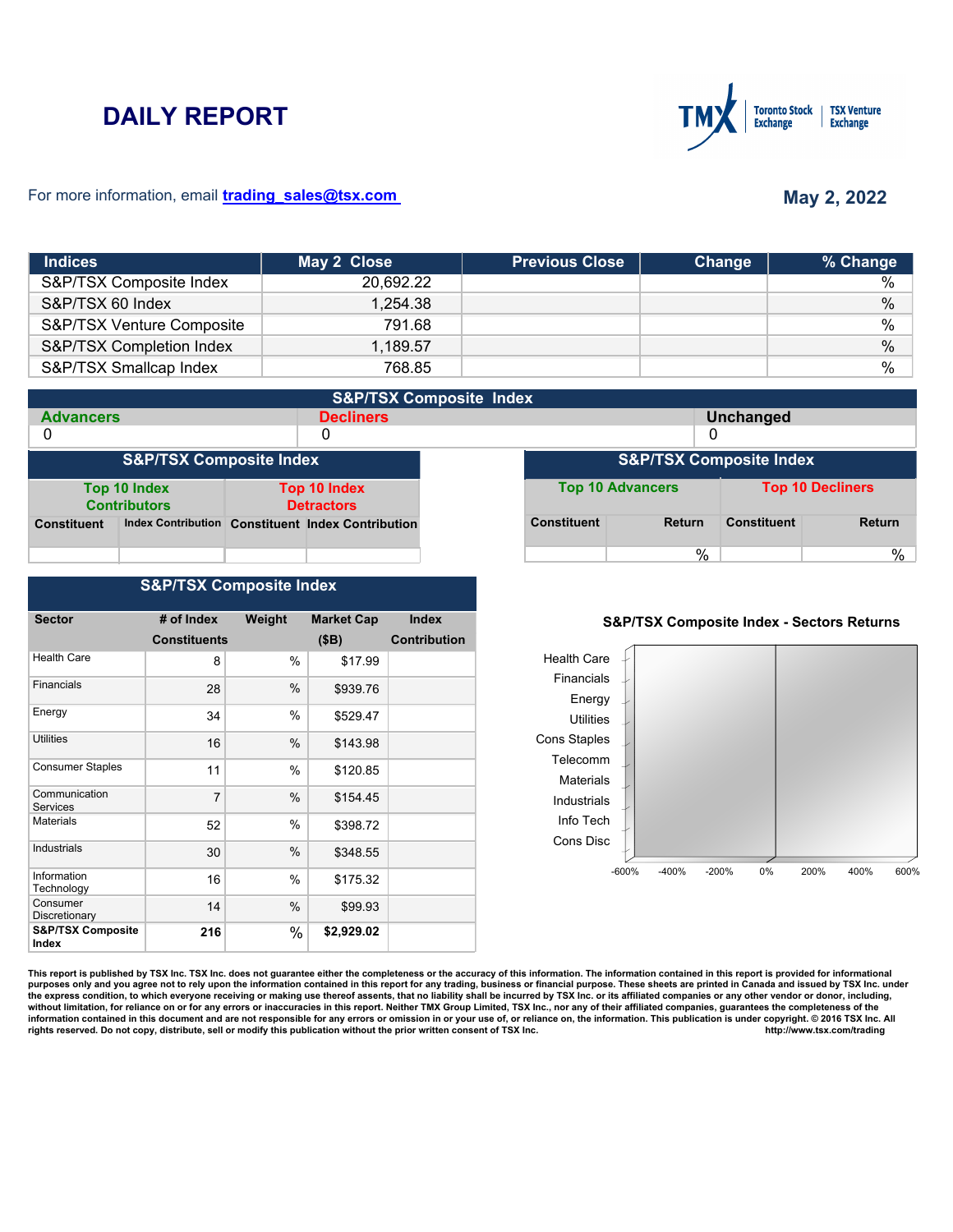# DAILY REPORT

For more information, email trading_sales@tsx.com

**May 2, 2022**

| Indices | May 2 Close | Previous Close | Change | % Change |
|---|---|---|---|---|
| S&P/TSX Composite Index | 20,692.22 | | | % |
| S&P/TSX 60 Index | 1,254.38 | | | % |
| S&P/TSX Venture Composite | 791.68 | | | % |
| S&P/TSX Completion Index | 1,189.57 | | | % |
| S&P/TSX Smallcap Index | 768.85 | | | % |

## S&P/TSX Composite Index

| Advancers | Decliners | Unchanged |
|---|---|---|
| 0 | 0 | 0 |

## S&P/TSX Composite Index

| Top 10 Index Contributors | | Top 10 Index Detractors | |
|---|---|---|---|
| Constituent | Index Contribution | Constituent | Index Contribution |
| | | | |

## S&P/TSX Composite Index

| Top 10 Advancers | | Top 10 Decliners | |
|---|---|---|---|
| Constituent | Return | Constituent | Return |
| | % | | % |

## S&P/TSX Composite Index

| Sector | # of Index Constituents | Weight | Market Cap ($B) | Index Contribution |
|---|---|---|---|---|
| Health Care | 8 | % | $17.99 | |
| Financials | 28 | % | $939.76 | |
| Energy | 34 | % | $529.47 | |
| Utilities | 16 | % | $143.98 | |
| Consumer Staples | 11 | % | $120.85 | |
| Communication Services | 7 | % | $154.45 | |
| Materials | 52 | % | $398.72 | |
| Industrials | 30 | % | $348.55 | |
| Information Technology | 16 | % | $175.32 | |
| Consumer Discretionary | 14 | % | $99.93 | |
| **S&P/TSX Composite Index** | **216** | % | **$2,929.02** | |

**S&P/TSX Composite Index - Sectors Returns**

Health Care, Financials, Energy, Utilities, Cons Staples, Telecomm, Materials, Industrials, Info Tech, Cons Disc

-600% -400% -200% 0% 200% 400% 600%

This report is published by TSX Inc. TSX Inc. does not guarantee either the completeness or the accuracy of this information. The information contained in this report is provided for informational purposes only and you agree not to rely upon the information contained in this report for any trading, business or financial purpose. These sheets are printed in Canada and issued by TSX Inc. under the express condition, to which everyone receiving or making use thereof assents, that no liability shall be incurred by TSX Inc. or its affiliated companies or any other vendor or donor, including, without limitation, for reliance on or for any errors or inaccuracies in this report. Neither TMX Group Limited, TSX Inc., nor any of their affiliated companies, guarantees the completeness of the information contained in this document and are not responsible for any errors or omission in or your use of, or reliance on, the information. This publication is under copyright. © 2016 TSX Inc. All rights reserved. Do not copy, distribute, sell or modify this publication without the prior written consent of TSX Inc. http://www.tsx.com/trading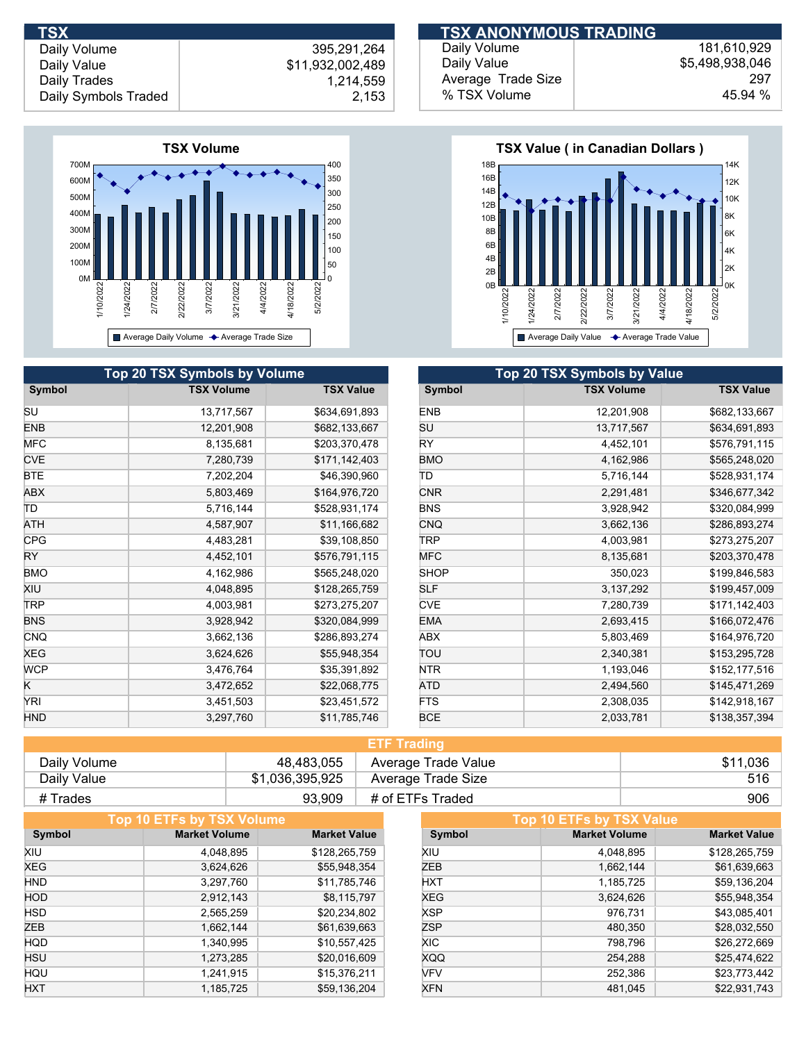## TSX

| | |
|---|---|
| Daily Volume | 395,291,264 |
| Daily Value | $11,932,002,489 |
| Daily Trades | 1,214,559 |
| Daily Symbols Traded | 2,153 |

## TSX ANONYMOUS TRADING

| | |
|---|---|
| Daily Volume | 181,610,929 |
| Daily Value | $5,498,938,046 |
| Average Trade Size | 297 |
| % TSX Volume | 45.94 % |

## Top 20 TSX Symbols by Volume

| Symbol | TSX Volume | TSX Value |
|---|---:|---:|
| SU | 13,717,567 | $634,691,893 |
| ENB | 12,201,908 | $682,133,667 |
| MFC | 8,135,681 | $203,370,478 |
| CVE | 7,280,739 | $171,142,403 |
| BTE | 7,202,204 | $46,390,960 |
| ABX | 5,803,469 | $164,976,720 |
| TD | 5,716,144 | $528,931,174 |
| ATH | 4,587,907 | $11,166,682 |
| CPG | 4,483,281 | $39,108,850 |
| RY | 4,452,101 | $576,791,115 |
| BMO | 4,162,986 | $565,248,020 |
| XIU | 4,048,895 | $128,265,759 |
| TRP | 4,003,981 | $273,275,207 |
| BNS | 3,928,942 | $320,084,999 |
| CNQ | 3,662,136 | $286,893,274 |
| XEG | 3,624,626 | $55,948,354 |
| WCP | 3,476,764 | $35,391,892 |
| K | 3,472,652 | $22,068,775 |
| YRI | 3,451,503 | $23,451,572 |
| HND | 3,297,760 | $11,785,746 |

## Top 20 TSX Symbols by Value

| Symbol | TSX Volume | TSX Value |
|---|---:|---:|
| ENB | 12,201,908 | $682,133,667 |
| SU | 13,717,567 | $634,691,893 |
| RY | 4,452,101 | $576,791,115 |
| BMO | 4,162,986 | $565,248,020 |
| TD | 5,716,144 | $528,931,174 |
| CNR | 2,291,481 | $346,677,342 |
| BNS | 3,928,942 | $320,084,999 |
| CNQ | 3,662,136 | $286,893,274 |
| TRP | 4,003,981 | $273,275,207 |
| MFC | 8,135,681 | $203,370,478 |
| SHOP | 350,023 | $199,846,583 |
| SLF | 3,137,292 | $199,457,009 |
| CVE | 7,280,739 | $171,142,403 |
| EMA | 2,693,415 | $166,072,476 |
| ABX | 5,803,469 | $164,976,720 |
| TOU | 2,340,381 | $153,295,728 |
| NTR | 1,193,046 | $152,177,516 |
| ATD | 2,494,560 | $145,471,269 |
| FTS | 2,308,035 | $142,918,167 |
| BCE | 2,033,781 | $138,357,394 |

## ETF Trading

| | | | |
|---|---:|---|---:|
| Daily Volume | 48,483,055 | Average Trade Value | $11,036 |
| Daily Value | $1,036,395,925 | Average Trade Size | 516 |
| # Trades | 93,909 | # of ETFs Traded | 906 |

## Top 10 ETFs by TSX Volume

| Symbol | Market Volume | Market Value |
|---|---:|---:|
| XIU | 4,048,895 | $128,265,759 |
| XEG | 3,624,626 | $55,948,354 |
| HND | 3,297,760 | $11,785,746 |
| HOD | 2,912,143 | $8,115,797 |
| HSD | 2,565,259 | $20,234,802 |
| ZEB | 1,662,144 | $61,639,663 |
| HQD | 1,340,995 | $10,557,425 |
| HSU | 1,273,285 | $20,016,609 |
| HQU | 1,241,915 | $15,376,211 |
| HXT | 1,185,725 | $59,136,204 |

## Top 10 ETFs by TSX Value

| Symbol | Market Volume | Market Value |
|---|---:|---:|
| XIU | 4,048,895 | $128,265,759 |
| ZEB | 1,662,144 | $61,639,663 |
| HXT | 1,185,725 | $59,136,204 |
| XEG | 3,624,626 | $55,948,354 |
| XSP | 976,731 | $43,085,401 |
| ZSP | 480,350 | $28,032,550 |
| XIC | 798,796 | $26,272,669 |
| XQQ | 254,288 | $25,474,622 |
| VFV | 252,386 | $23,773,442 |
| XFN | 481,045 | $22,931,743 |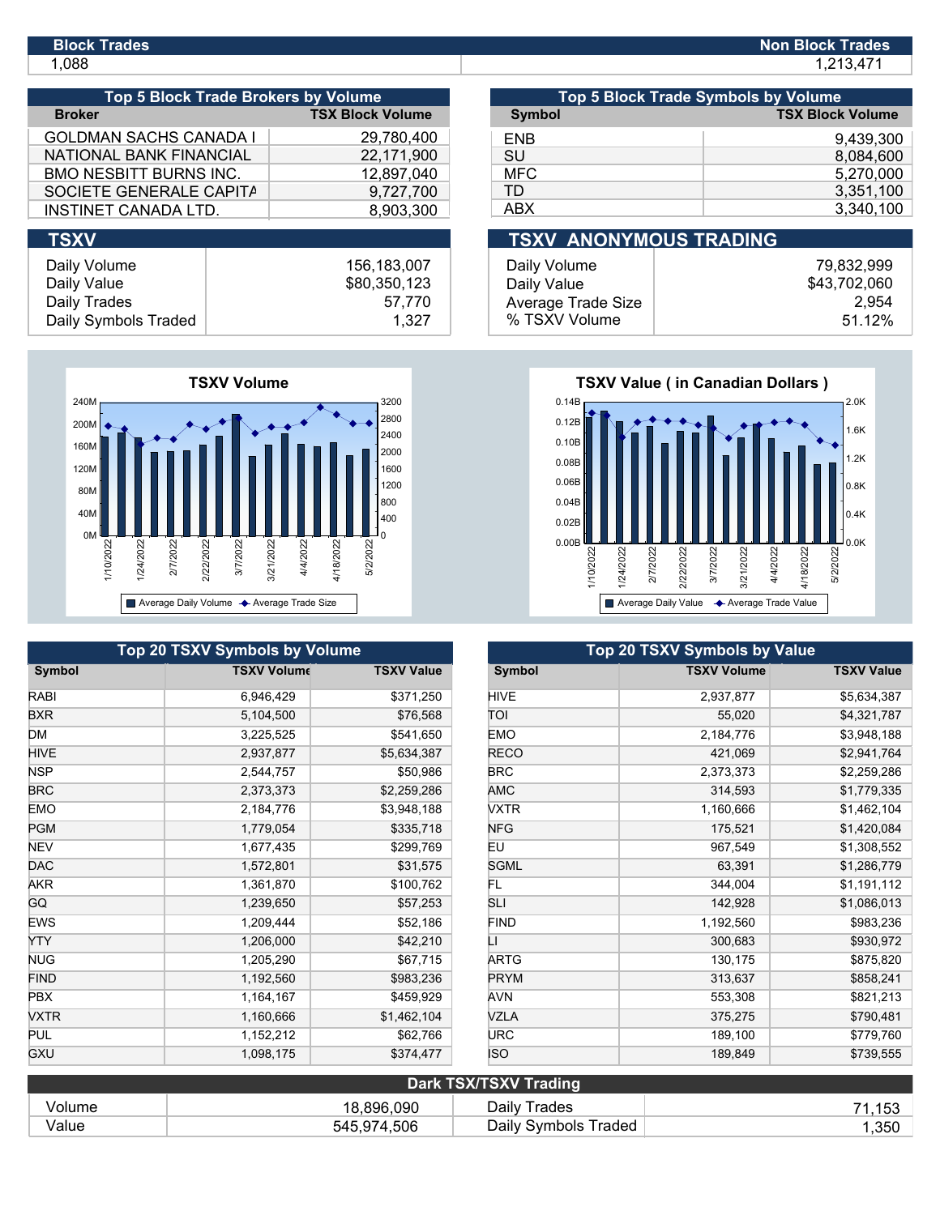| Block Trades | Non Block Trades |
|---|---|
| 1,088 | 1,213,471 |

## Top 5 Block Trade Brokers by Volume

| Broker | TSX Block Volume |
|---|---|
| GOLDMAN SACHS CANADA I | 29,780,400 |
| NATIONAL BANK FINANCIAL | 22,171,900 |
| BMO NESBITT BURNS INC. | 12,897,040 |
| SOCIETE GENERALE CAPITA | 9,727,700 |
| INSTINET CANADA LTD. | 8,903,300 |

## Top 5 Block Trade Symbols by Volume

| Symbol | TSX Block Volume |
|---|---|
| ENB | 9,439,300 |
| SU | 8,084,600 |
| MFC | 5,270,000 |
| TD | 3,351,100 |
| ABX | 3,340,100 |

## TSXV

| | |
|---|---|
| Daily Volume | 156,183,007 |
| Daily Value | $80,350,123 |
| Daily Trades | 57,770 |
| Daily Symbols Traded | 1,327 |

## TSXV ANONYMOUS TRADING

| | |
|---|---|
| Daily Volume | 79,832,999 |
| Daily Value | $43,702,060 |
| Average Trade Size | 2,954 |
| % TSXV Volume | 51.12% |

TSXV Volume

240M 200M 160M 120M 80M 40M 0M

3200 2800 2400 2000 1600 1200 800 400 0

1/10/2022 1/24/2022 2/7/2022 2/22/2022 3/7/2022 3/21/2022 4/4/2022 4/18/2022 5/2/2022

Average Daily Volume — Average Trade Size

TSXV Value ( in Canadian Dollars )

0.14B 0.12B 0.10B 0.08B 0.06B 0.04B 0.02B 0.00B

2.0K 1.6K 1.2K 0.8K 0.4K 0.0K

1/10/2022 1/24/2022 2/7/2022 2/22/2022 3/7/2022 3/21/2022 4/4/2022 4/18/2022 5/2/2022

Average Daily Value — Average Trade Value

## Top 20 TSXV Symbols by Volume

| Symbol | TSXV Volume | TSXV Value |
|---|---|---|
| RABI | 6,946,429 | $371,250 |
| BXR | 5,104,500 | $76,568 |
| DM | 3,225,525 | $541,650 |
| HIVE | 2,937,877 | $5,634,387 |
| NSP | 2,544,757 | $50,986 |
| BRC | 2,373,373 | $2,259,286 |
| EMO | 2,184,776 | $3,948,188 |
| PGM | 1,779,054 | $335,718 |
| NEV | 1,677,435 | $299,769 |
| DAC | 1,572,801 | $31,575 |
| AKR | 1,361,870 | $100,762 |
| GQ | 1,239,650 | $57,253 |
| EWS | 1,209,444 | $52,186 |
| YTY | 1,206,000 | $42,210 |
| NUG | 1,205,290 | $67,715 |
| FIND | 1,192,560 | $983,236 |
| PBX | 1,164,167 | $459,929 |
| VXTR | 1,160,666 | $1,462,104 |
| PUL | 1,152,212 | $62,766 |
| GXU | 1,098,175 | $374,477 |

## Top 20 TSXV Symbols by Value

| Symbol | TSXV Volume | TSXV Value |
|---|---|---|
| HIVE | 2,937,877 | $5,634,387 |
| TOI | 55,020 | $4,321,787 |
| EMO | 2,184,776 | $3,948,188 |
| RECO | 421,069 | $2,941,764 |
| BRC | 2,373,373 | $2,259,286 |
| AMC | 314,593 | $1,779,335 |
| VXTR | 1,160,666 | $1,462,104 |
| NFG | 175,521 | $1,420,084 |
| EU | 967,549 | $1,308,552 |
| SGML | 63,391 | $1,286,779 |
| FL | 344,004 | $1,191,112 |
| SLI | 142,928 | $1,086,013 |
| FIND | 1,192,560 | $983,236 |
| LI | 300,683 | $930,972 |
| ARTG | 130,175 | $875,820 |
| PRYM | 313,637 | $858,241 |
| AVN | 553,308 | $821,213 |
| VZLA | 375,275 | $790,481 |
| URC | 189,100 | $779,760 |
| ISO | 189,849 | $739,555 |

## Dark TSX/TSXV Trading

| | | | |
|---|---|---|---|
| Volume | 18,896,090 | Daily Trades | 71,153 |
| Value | 545,974,506 | Daily Symbols Traded | 1,350 |